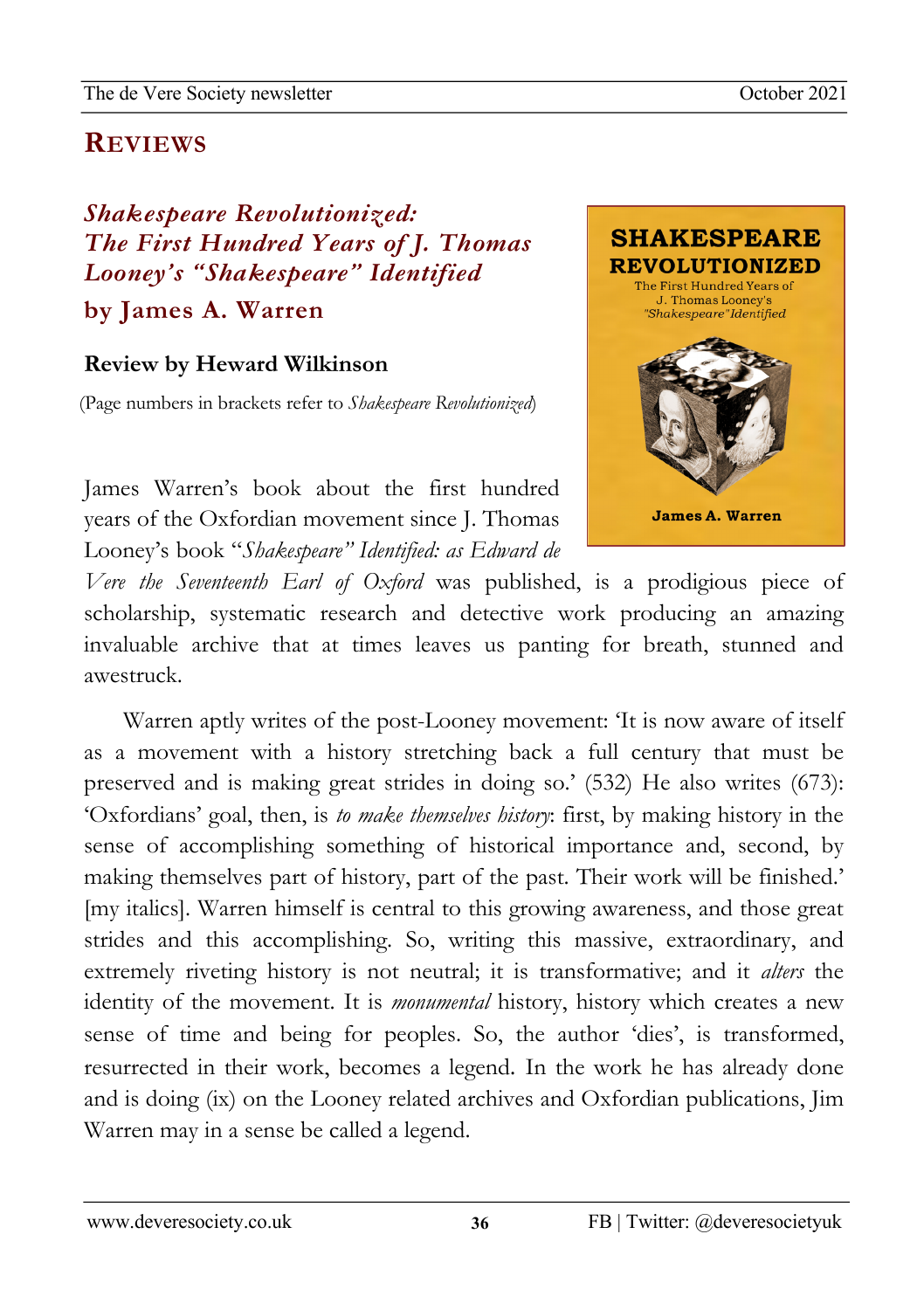## REVIEWS

### *Shakespeare Revolutionized: The First Hundred Years of J. Thomas Looney's "Shakespeare" Identified*

### by James A. Warren

**Review by Heward Wilkinson**

(Page numbers in brackets refer to *Shakespeare Revolutionized*)

James Warren's book about the first hundred years of the Oxfordian movement since J. Thomas Looney's book "*Shakespeare" Identified: as Edward de Vere the Seventeenth Earl of Oxford* was published, is a prodigious piece of scholarship, systematic research and detective work producing an amazing invaluable archive that at times leaves us panting for breath, stunned and awestruck.

Warren aptly writes of the post-Looney movement: 'It is now aware of itself as a movement with a history stretching back a full century that must be preserved and is making great strides in doing so.' (532) He also writes (673): 'Oxfordians' goal, then, is *to make themselves history*: first, by making history in the sense of accomplishing something of historical importance and, second, by making themselves part of history, part of the past. Their work will be finished.' [my italics]. Warren himself is central to this growing awareness, and those great strides and this accomplishing. So, writing this massive, extraordinary, and extremely riveting history is not neutral; it is transformative; and it *alters* the identity of the movement. It is *monumental* history, history which creates a new sense of time and being for peoples. So, the author 'dies', is transformed, resurrected in their work, becomes a legend. In the work he has already done and is doing (ix) on the Looney related archives and Oxfordian publications, Jim Warren may in a sense be called a legend.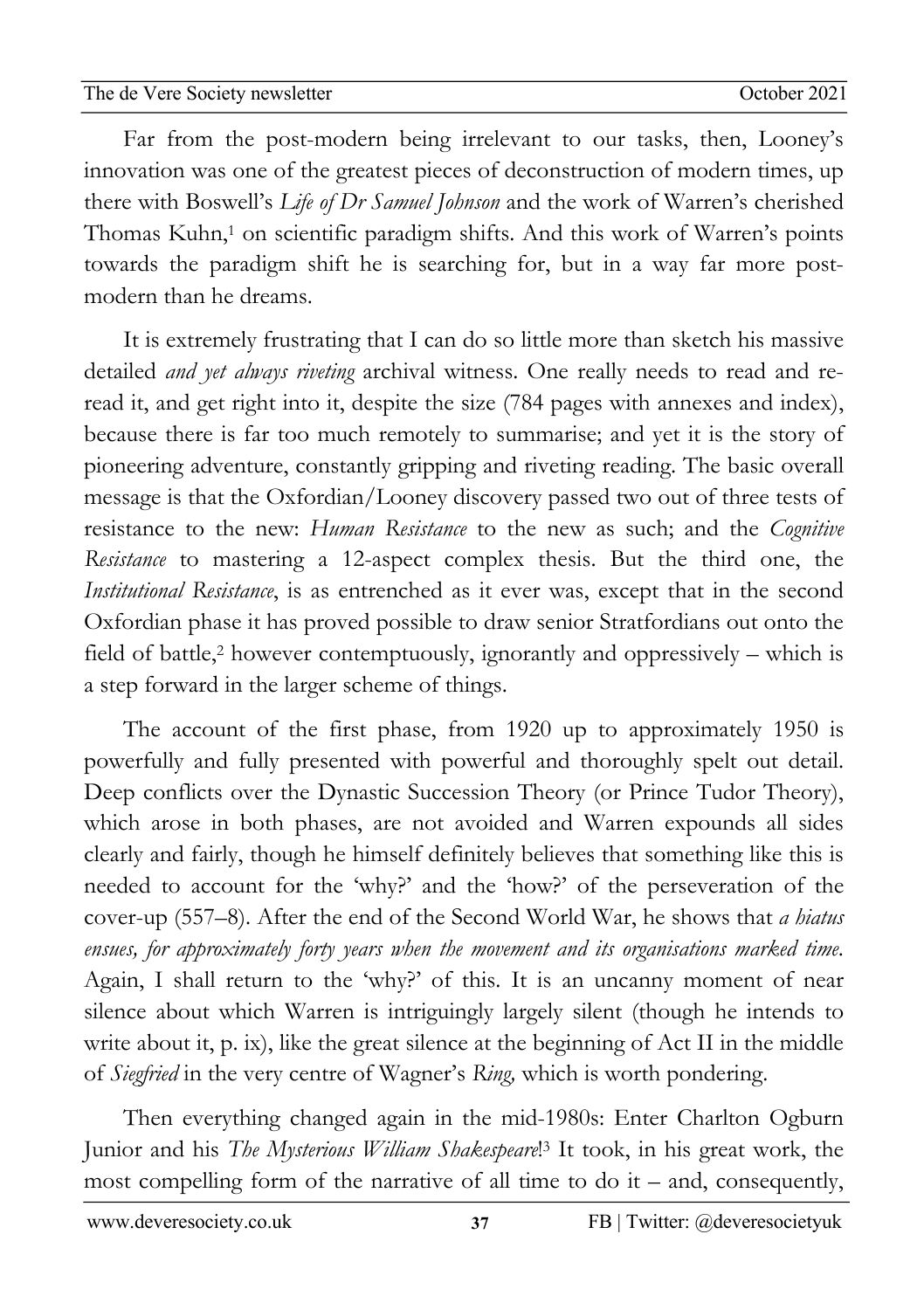Far from the post-modern being irrelevant to our tasks, then, Looney's innovation was one of the greatest pieces of deconstruction of modern times, up there with Boswell's *Life of Dr Samuel Johnson* and the work of Warren's cherished Thomas Kuhn,[1] on scientific paradigm shifts. And this work of Warren's points towards the paradigm shift he is searching for, but in a way far more post-modern than he dreams.

It is extremely frustrating that I can do so little more than sketch his massive detailed *and yet always riveting* archival witness. One really needs to read and re-read it, and get right into it, despite the size (784 pages with annexes and index), because there is far too much remotely to summarise; and yet it is the story of pioneering adventure, constantly gripping and riveting reading. The basic overall message is that the Oxfordian/Looney discovery passed two out of three tests of resistance to the new: *Human Resistance* to the new as such; and the *Cognitive Resistance* to mastering a 12-aspect complex thesis. But the third one, the *Institutional Resistance*, is as entrenched as it ever was, except that in the second Oxfordian phase it has proved possible to draw senior Stratfordians out onto the field of battle,[2] however contemptuously, ignorantly and oppressively – which is a step forward in the larger scheme of things.

The account of the first phase, from 1920 up to approximately 1950 is powerfully and fully presented with powerful and thoroughly spelt out detail. Deep conflicts over the Dynastic Succession Theory (or Prince Tudor Theory), which arose in both phases, are not avoided and Warren expounds all sides clearly and fairly, though he himself definitely believes that something like this is needed to account for the 'why?' and the 'how?' of the perseveration of the cover-up (557–8). After the end of the Second World War, he shows that *a hiatus ensues, for approximately forty years when the movement and its organisations marked time*. Again, I shall return to the 'why?' of this. It is an uncanny moment of near silence about which Warren is intriguingly largely silent (though he intends to write about it, p. ix), like the great silence at the beginning of Act II in the middle of *Siegfried* in the very centre of Wagner's *Ring,* which is worth pondering.

Then everything changed again in the mid-1980s: Enter Charlton Ogburn Junior and his *The Mysterious William Shakespeare*![3] It took, in his great work, the most compelling form of the narrative of all time to do it – and, consequently,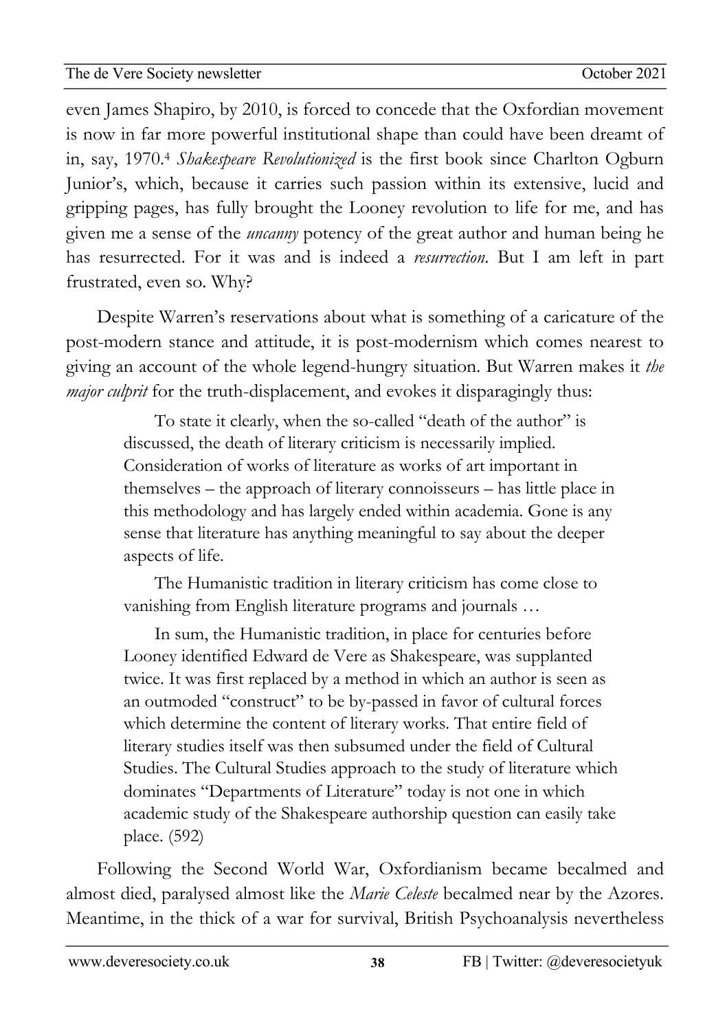even James Shapiro, by 2010, is forced to concede that the Oxfordian movement is now in far more powerful institutional shape than could have been dreamt of in, say, 1970.[4] *Shakespeare Revolutionized* is the first book since Charlton Ogburn Junior's, which, because it carries such passion within its extensive, lucid and gripping pages, has fully brought the Looney revolution to life for me, and has given me a sense of the *uncanny* potency of the great author and human being he has resurrected. For it was and is indeed a *resurrection*. But I am left in part frustrated, even so. Why?

Despite Warren's reservations about what is something of a caricature of the post-modern stance and attitude, it is post-modernism which comes nearest to giving an account of the whole legend-hungry situation. But Warren makes it *the major culprit* for the truth-displacement, and evokes it disparagingly thus:

> To state it clearly, when the so-called "death of the author" is discussed, the death of literary criticism is necessarily implied. Consideration of works of literature as works of art important in themselves – the approach of literary connoisseurs – has little place in this methodology and has largely ended within academia. Gone is any sense that literature has anything meaningful to say about the deeper aspects of life.
>
> The Humanistic tradition in literary criticism has come close to vanishing from English literature programs and journals …
>
> In sum, the Humanistic tradition, in place for centuries before Looney identified Edward de Vere as Shakespeare, was supplanted twice. It was first replaced by a method in which an author is seen as an outmoded "construct" to be by-passed in favor of cultural forces which determine the content of literary works. That entire field of literary studies itself was then subsumed under the field of Cultural Studies. The Cultural Studies approach to the study of literature which dominates "Departments of Literature" today is not one in which academic study of the Shakespeare authorship question can easily take place. (592)

Following the Second World War, Oxfordianism became becalmed and almost died, paralysed almost like the *Marie Celeste* becalmed near by the Azores. Meantime, in the thick of a war for survival, British Psychoanalysis nevertheless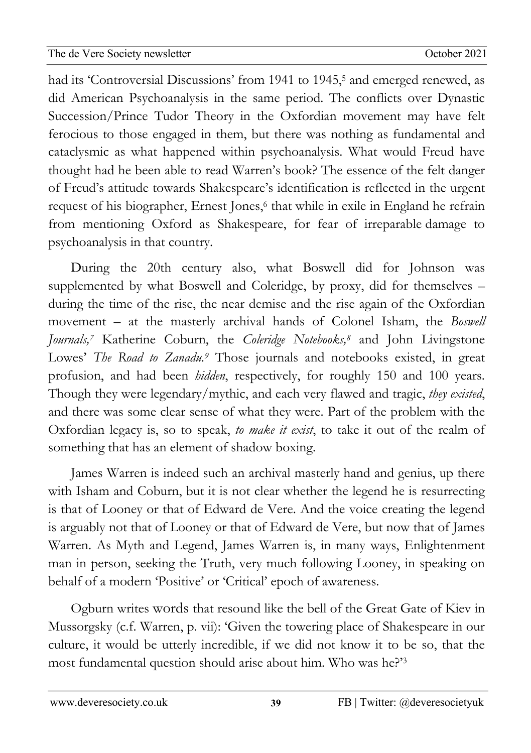had its 'Controversial Discussions' from 1941 to 1945,[5] and emerged renewed, as did American Psychoanalysis in the same period. The conflicts over Dynastic Succession/Prince Tudor Theory in the Oxfordian movement may have felt ferocious to those engaged in them, but there was nothing as fundamental and cataclysmic as what happened within psychoanalysis. What would Freud have thought had he been able to read Warren's book? The essence of the felt danger of Freud's attitude towards Shakespeare's identification is reflected in the urgent request of his biographer, Ernest Jones,[6] that while in exile in England he refrain from mentioning Oxford as Shakespeare, for fear of irreparable damage to psychoanalysis in that country.

During the 20th century also, what Boswell did for Johnson was supplemented by what Boswell and Coleridge, by proxy, did for themselves – during the time of the rise, the near demise and the rise again of the Oxfordian movement – at the masterly archival hands of Colonel Isham, the *Boswell Journals,*[7] Katherine Coburn, the *Coleridge Notebooks,*[8] and John Livingstone Lowes' *The Road to Zanadu.*[9] Those journals and notebooks existed, in great profusion, and had been *hidden*, respectively, for roughly 150 and 100 years. Though they were legendary/mythic, and each very flawed and tragic, *they existed*, and there was some clear sense of what they were. Part of the problem with the Oxfordian legacy is, so to speak, *to make it exist*, to take it out of the realm of something that has an element of shadow boxing.

James Warren is indeed such an archival masterly hand and genius, up there with Isham and Coburn, but it is not clear whether the legend he is resurrecting is that of Looney or that of Edward de Vere. And the voice creating the legend is arguably not that of Looney or that of Edward de Vere, but now that of James Warren. As Myth and Legend, James Warren is, in many ways, Enlightenment man in person, seeking the Truth, very much following Looney, in speaking on behalf of a modern 'Positive' or 'Critical' epoch of awareness.

Ogburn writes words that resound like the bell of the Great Gate of Kiev in Mussorgsky (c.f. Warren, p. vii): 'Given the towering place of Shakespeare in our culture, it would be utterly incredible, if we did not know it to be so, that the most fundamental question should arise about him. Who was he?'[3]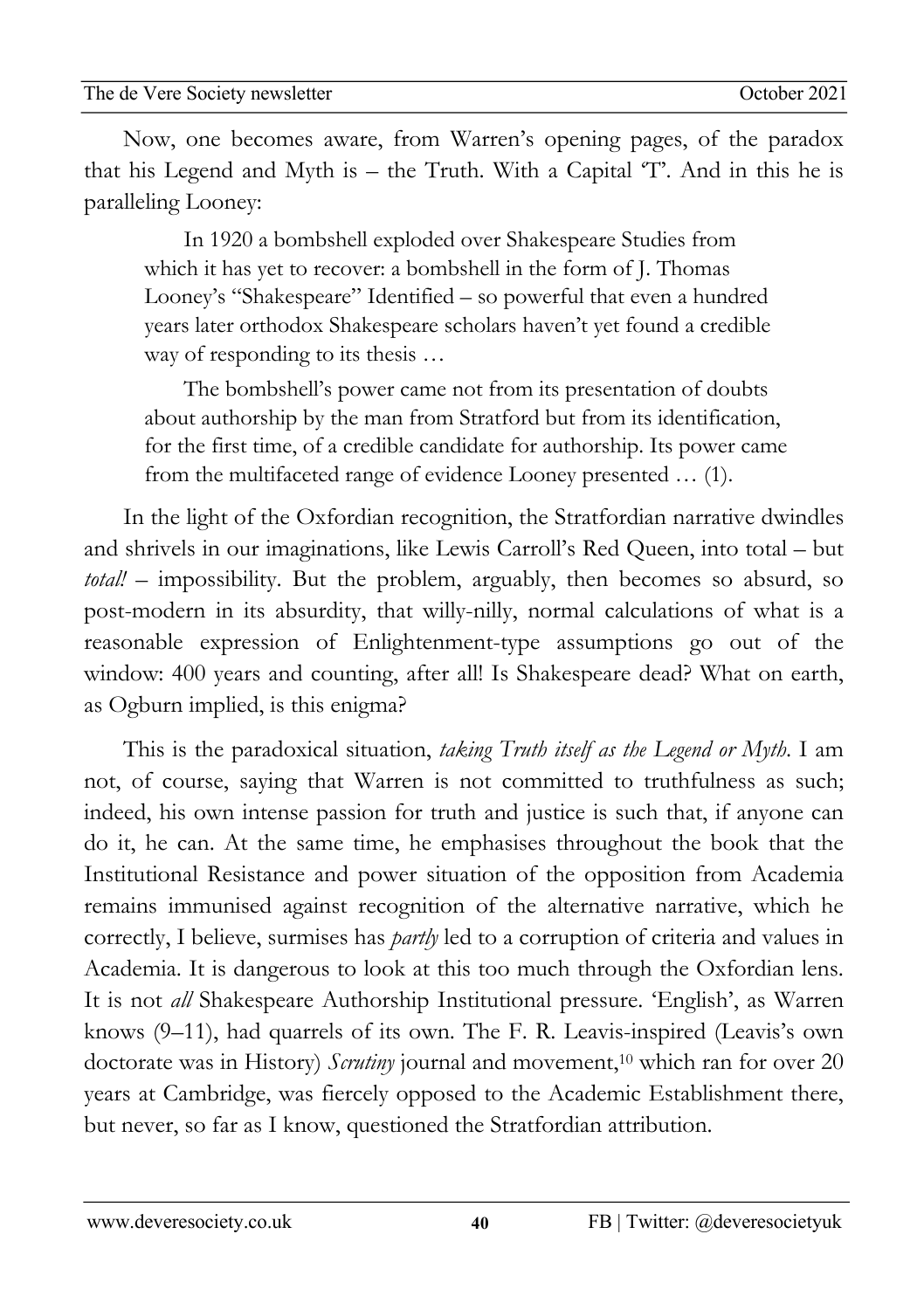Now, one becomes aware, from Warren's opening pages, of the paradox that his Legend and Myth is – the Truth. With a Capital 'T'. And in this he is paralleling Looney:

> In 1920 a bombshell exploded over Shakespeare Studies from which it has yet to recover: a bombshell in the form of J. Thomas Looney's "Shakespeare" Identified – so powerful that even a hundred years later orthodox Shakespeare scholars haven't yet found a credible way of responding to its thesis …
>
> The bombshell's power came not from its presentation of doubts about authorship by the man from Stratford but from its identification, for the first time, of a credible candidate for authorship. Its power came from the multifaceted range of evidence Looney presented … (1).

In the light of the Oxfordian recognition, the Stratfordian narrative dwindles and shrivels in our imaginations, like Lewis Carroll's Red Queen, into total – but *total!* – impossibility. But the problem, arguably, then becomes so absurd, so post-modern in its absurdity, that willy-nilly, normal calculations of what is a reasonable expression of Enlightenment-type assumptions go out of the window: 400 years and counting, after all! Is Shakespeare dead? What on earth, as Ogburn implied, is this enigma?

This is the paradoxical situation, *taking Truth itself as the Legend or Myth*. I am not, of course, saying that Warren is not committed to truthfulness as such; indeed, his own intense passion for truth and justice is such that, if anyone can do it, he can. At the same time, he emphasises throughout the book that the Institutional Resistance and power situation of the opposition from Academia remains immunised against recognition of the alternative narrative, which he correctly, I believe, surmises has *partly* led to a corruption of criteria and values in Academia. It is dangerous to look at this too much through the Oxfordian lens. It is not *all* Shakespeare Authorship Institutional pressure. 'English', as Warren knows (9–11), had quarrels of its own. The F. R. Leavis-inspired (Leavis's own doctorate was in History) *Scrutiny* journal and movement,[10] which ran for over 20 years at Cambridge, was fiercely opposed to the Academic Establishment there, but never, so far as I know, questioned the Stratfordian attribution.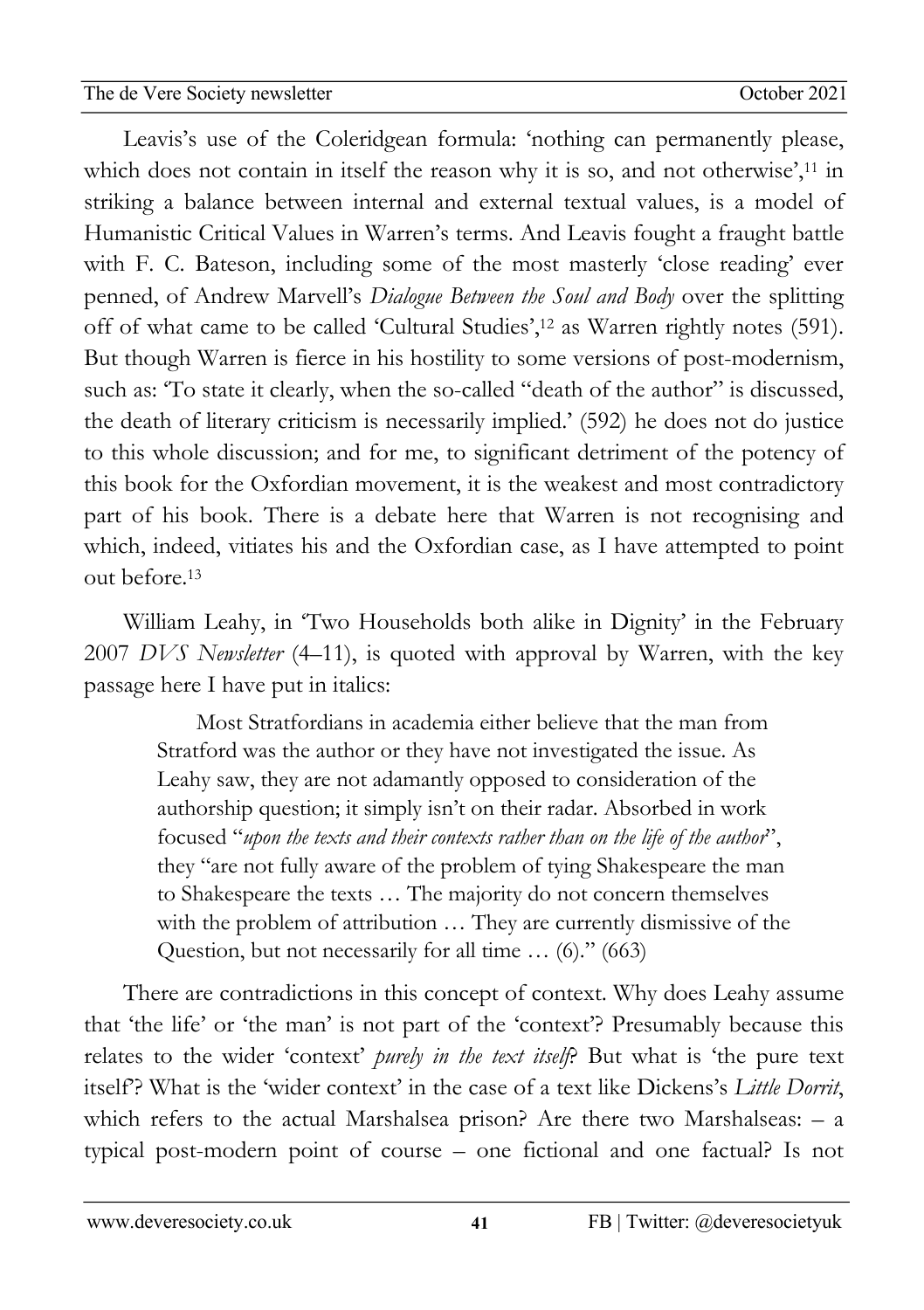Leavis's use of the Coleridgean formula: 'nothing can permanently please, which does not contain in itself the reason why it is so, and not otherwise',[11] in striking a balance between internal and external textual values, is a model of Humanistic Critical Values in Warren's terms. And Leavis fought a fraught battle with F. C. Bateson, including some of the most masterly 'close reading' ever penned, of Andrew Marvell's *Dialogue Between the Soul and Body* over the splitting off of what came to be called 'Cultural Studies',[12] as Warren rightly notes (591). But though Warren is fierce in his hostility to some versions of post-modernism, such as: 'To state it clearly, when the so-called "death of the author" is discussed, the death of literary criticism is necessarily implied.' (592) he does not do justice to this whole discussion; and for me, to significant detriment of the potency of this book for the Oxfordian movement, it is the weakest and most contradictory part of his book. There is a debate here that Warren is not recognising and which, indeed, vitiates his and the Oxfordian case, as I have attempted to point out before.[13]

William Leahy, in 'Two Households both alike in Dignity' in the February 2007 *DVS Newsletter* (4–11), is quoted with approval by Warren, with the key passage here I have put in italics:

> Most Stratfordians in academia either believe that the man from Stratford was the author or they have not investigated the issue. As Leahy saw, they are not adamantly opposed to consideration of the authorship question; it simply isn't on their radar. Absorbed in work focused "*upon the texts and their contexts rather than on the life of the author*", they "are not fully aware of the problem of tying Shakespeare the man to Shakespeare the texts … The majority do not concern themselves with the problem of attribution … They are currently dismissive of the Question, but not necessarily for all time … (6)." (663)

There are contradictions in this concept of context. Why does Leahy assume that 'the life' or 'the man' is not part of the 'context'? Presumably because this relates to the wider 'context' *purely in the text itself*? But what is 'the pure text itself'? What is the 'wider context' in the case of a text like Dickens's *Little Dorrit*, which refers to the actual Marshalsea prison? Are there two Marshalseas: – a typical post-modern point of course – one fictional and one factual? Is not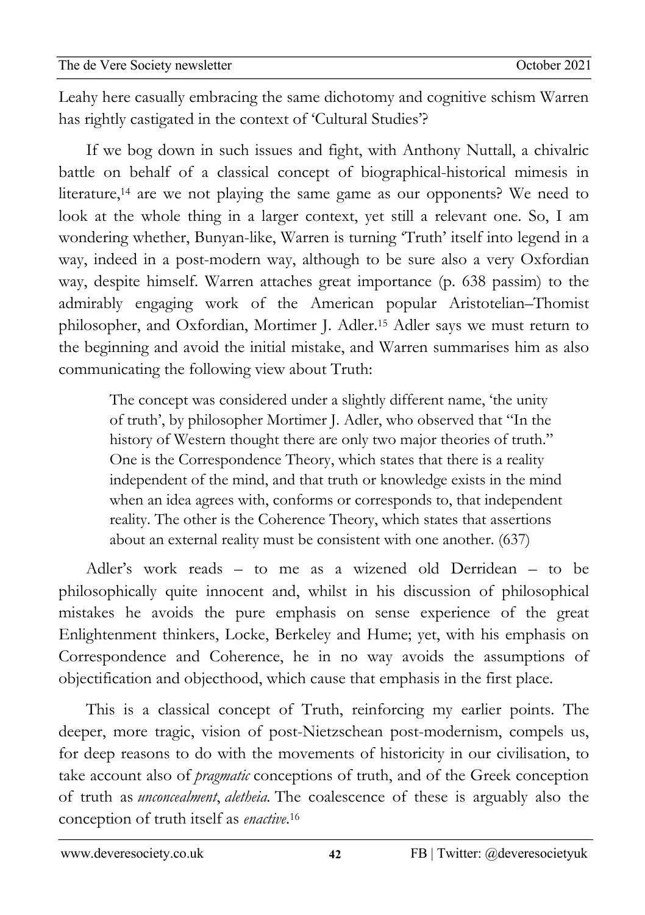Leahy here casually embracing the same dichotomy and cognitive schism Warren has rightly castigated in the context of 'Cultural Studies'?

If we bog down in such issues and fight, with Anthony Nuttall, a chivalric battle on behalf of a classical concept of biographical-historical mimesis in literature,[14] are we not playing the same game as our opponents? We need to look at the whole thing in a larger context, yet still a relevant one. So, I am wondering whether, Bunyan-like, Warren is turning 'Truth' itself into legend in a way, indeed in a post-modern way, although to be sure also a very Oxfordian way, despite himself. Warren attaches great importance (p. 638 passim) to the admirably engaging work of the American popular Aristotelian–Thomist philosopher, and Oxfordian, Mortimer J. Adler.[15] Adler says we must return to the beginning and avoid the initial mistake, and Warren summarises him as also communicating the following view about Truth:

> The concept was considered under a slightly different name, 'the unity of truth', by philosopher Mortimer J. Adler, who observed that "In the history of Western thought there are only two major theories of truth." One is the Correspondence Theory, which states that there is a reality independent of the mind, and that truth or knowledge exists in the mind when an idea agrees with, conforms or corresponds to, that independent reality. The other is the Coherence Theory, which states that assertions about an external reality must be consistent with one another. (637)

Adler's work reads – to me as a wizened old Derridean – to be philosophically quite innocent and, whilst in his discussion of philosophical mistakes he avoids the pure emphasis on sense experience of the great Enlightenment thinkers, Locke, Berkeley and Hume; yet, with his emphasis on Correspondence and Coherence, he in no way avoids the assumptions of objectification and objecthood, which cause that emphasis in the first place.

This is a classical concept of Truth, reinforcing my earlier points. The deeper, more tragic, vision of post-Nietzschean post-modernism, compels us, for deep reasons to do with the movements of historicity in our civilisation, to take account also of *pragmatic* conceptions of truth, and of the Greek conception of truth as *unconcealment*, *aletheia*. The coalescence of these is arguably also the conception of truth itself as *enactive*.[16]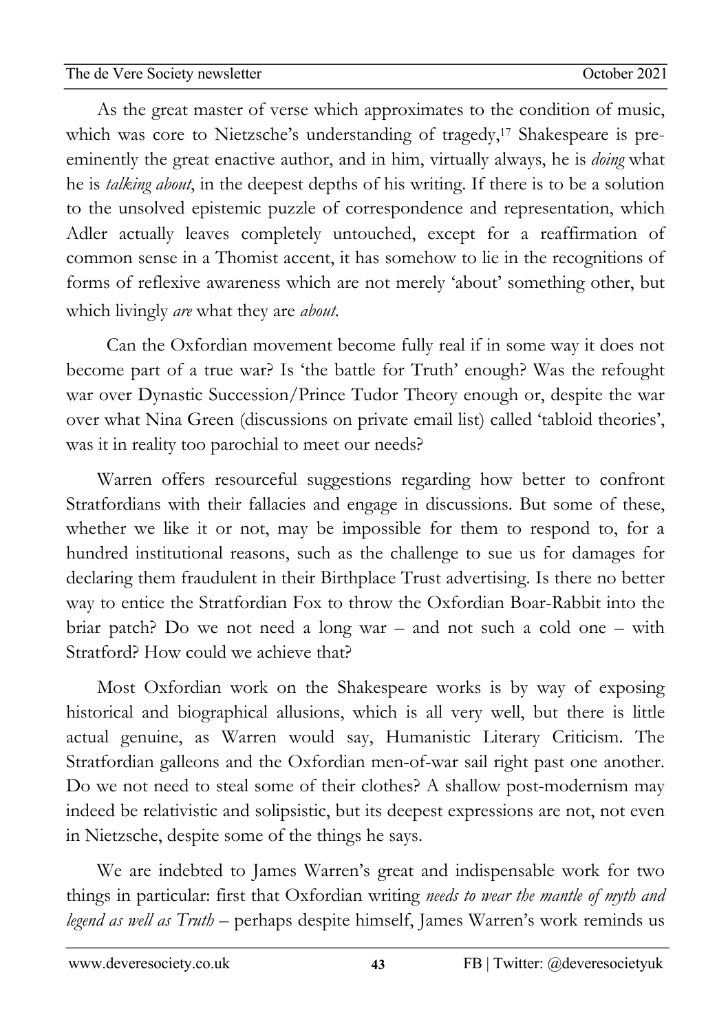As the great master of verse which approximates to the condition of music, which was core to Nietzsche's understanding of tragedy,[17] Shakespeare is pre-eminently the great enactive author, and in him, virtually always, he is *doing* what he is *talking about*, in the deepest depths of his writing. If there is to be a solution to the unsolved epistemic puzzle of correspondence and representation, which Adler actually leaves completely untouched, except for a reaffirmation of common sense in a Thomist accent, it has somehow to lie in the recognitions of forms of reflexive awareness which are not merely 'about' something other, but which livingly *are* what they are *about*.

Can the Oxfordian movement become fully real if in some way it does not become part of a true war? Is 'the battle for Truth' enough? Was the refought war over Dynastic Succession/Prince Tudor Theory enough or, despite the war over what Nina Green (discussions on private email list) called 'tabloid theories', was it in reality too parochial to meet our needs?

Warren offers resourceful suggestions regarding how better to confront Stratfordians with their fallacies and engage in discussions. But some of these, whether we like it or not, may be impossible for them to respond to, for a hundred institutional reasons, such as the challenge to sue us for damages for declaring them fraudulent in their Birthplace Trust advertising. Is there no better way to entice the Stratfordian Fox to throw the Oxfordian Boar-Rabbit into the briar patch? Do we not need a long war – and not such a cold one – with Stratford? How could we achieve that?

Most Oxfordian work on the Shakespeare works is by way of exposing historical and biographical allusions, which is all very well, but there is little actual genuine, as Warren would say, Humanistic Literary Criticism. The Stratfordian galleons and the Oxfordian men-of-war sail right past one another. Do we not need to steal some of their clothes? A shallow post-modernism may indeed be relativistic and solipsistic, but its deepest expressions are not, not even in Nietzsche, despite some of the things he says.

We are indebted to James Warren's great and indispensable work for two things in particular: first that Oxfordian writing *needs to wear the mantle of myth and legend as well as Truth* – perhaps despite himself, James Warren's work reminds us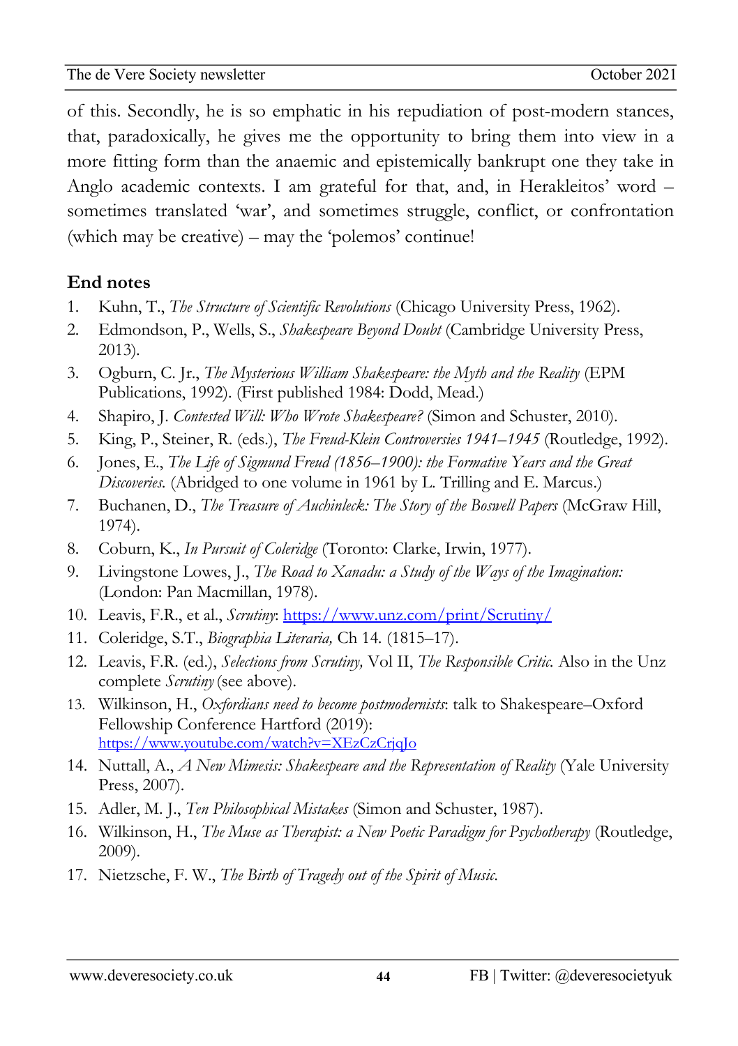of this. Secondly, he is so emphatic in his repudiation of post-modern stances, that, paradoxically, he gives me the opportunity to bring them into view in a more fitting form than the anaemic and epistemically bankrupt one they take in Anglo academic contexts. I am grateful for that, and, in Herakleitos' word – sometimes translated 'war', and sometimes struggle, conflict, or confrontation (which may be creative) – may the 'polemos' continue!

## End notes

1. Kuhn, T., *The Structure of Scientific Revolutions* (Chicago University Press, 1962).
2. Edmondson, P., Wells, S., *Shakespeare Beyond Doubt* (Cambridge University Press, 2013).
3. Ogburn, C. Jr., *The Mysterious William Shakespeare: the Myth and the Reality* (EPM Publications, 1992). (First published 1984: Dodd, Mead.)
4. Shapiro, J. *Contested Will: Who Wrote Shakespeare?* (Simon and Schuster, 2010).
5. King, P., Steiner, R. (eds.), *The Freud-Klein Controversies 1941–1945* (Routledge, 1992).
6. Jones, E., *The Life of Sigmund Freud (1856–1900): the Formative Years and the Great Discoveries.* (Abridged to one volume in 1961 by L. Trilling and E. Marcus.)
7. Buchanen, D., *The Treasure of Auchinleck: The Story of the Boswell Papers* (McGraw Hill, 1974).
8. Coburn, K., *In Pursuit of Coleridge* (Toronto: Clarke, Irwin, 1977).
9. Livingstone Lowes, J., *The Road to Xanadu: a Study of the Ways of the Imagination:* (London: Pan Macmillan, 1978).
10. Leavis, F.R., et al., *Scrutiny*: https://www.unz.com/print/Scrutiny/
11. Coleridge, S.T., *Biographia Literaria,* Ch 14. (1815–17).
12. Leavis, F.R. (ed.), *Selections from Scrutiny,* Vol II, *The Responsible Critic.* Also in the Unz complete *Scrutiny* (see above).
13. Wilkinson, H., *Oxfordians need to become postmodernists*: talk to Shakespeare–Oxford Fellowship Conference Hartford (2019): https://www.youtube.com/watch?v=XEzCzCrjqJo
14. Nuttall, A., *A New Mimesis: Shakespeare and the Representation of Reality* (Yale University Press, 2007).
15. Adler, M. J., *Ten Philosophical Mistakes* (Simon and Schuster, 1987).
16. Wilkinson, H., *The Muse as Therapist: a New Poetic Paradigm for Psychotherapy* (Routledge, 2009).
17. Nietzsche, F. W., *The Birth of Tragedy out of the Spirit of Music.*